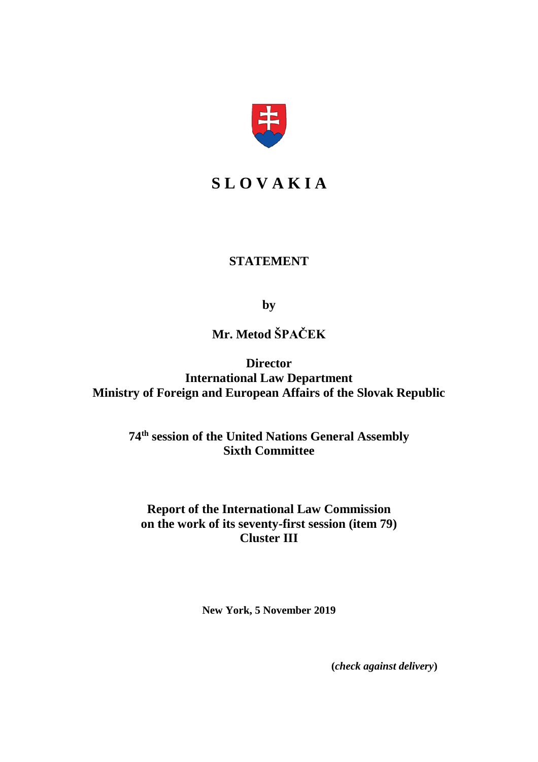# S L O V A K I A

## STATEMENT

**by**

**Mr. Metod ŠPAČEK**

**Director**
**International Law Department**
**Ministry of Foreign and European Affairs of the Slovak Republic**

**74th session of the United Nations General Assembly**
**Sixth Committee**

**Report of the International Law Commission**
**on the work of its seventy-first session (item 79)**
**Cluster III**

**New York, 5 November 2019**

**(*check against delivery*)**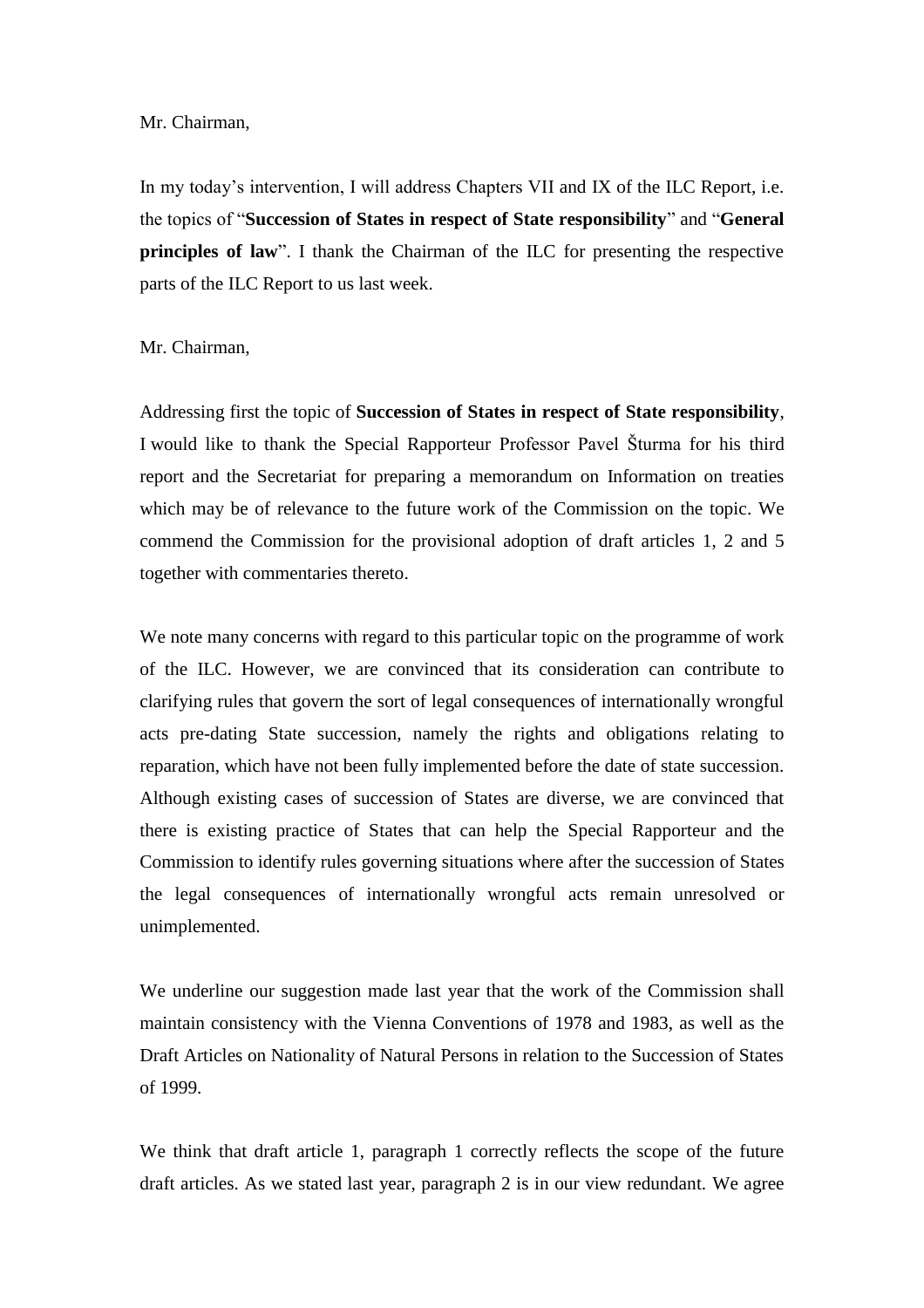Mr. Chairman,

In my today's intervention, I will address Chapters VII and IX of the ILC Report, i.e. the topics of "**Succession of States in respect of State responsibility**" and "**General principles of law**". I thank the Chairman of the ILC for presenting the respective parts of the ILC Report to us last week.

Mr. Chairman,

Addressing first the topic of **Succession of States in respect of State responsibility**, I would like to thank the Special Rapporteur Professor Pavel Šturma for his third report and the Secretariat for preparing a memorandum on Information on treaties which may be of relevance to the future work of the Commission on the topic. We commend the Commission for the provisional adoption of draft articles 1, 2 and 5 together with commentaries thereto.

We note many concerns with regard to this particular topic on the programme of work of the ILC. However, we are convinced that its consideration can contribute to clarifying rules that govern the sort of legal consequences of internationally wrongful acts pre-dating State succession, namely the rights and obligations relating to reparation, which have not been fully implemented before the date of state succession. Although existing cases of succession of States are diverse, we are convinced that there is existing practice of States that can help the Special Rapporteur and the Commission to identify rules governing situations where after the succession of States the legal consequences of internationally wrongful acts remain unresolved or unimplemented.

We underline our suggestion made last year that the work of the Commission shall maintain consistency with the Vienna Conventions of 1978 and 1983, as well as the Draft Articles on Nationality of Natural Persons in relation to the Succession of States of 1999.

We think that draft article 1, paragraph 1 correctly reflects the scope of the future draft articles. As we stated last year, paragraph 2 is in our view redundant. We agree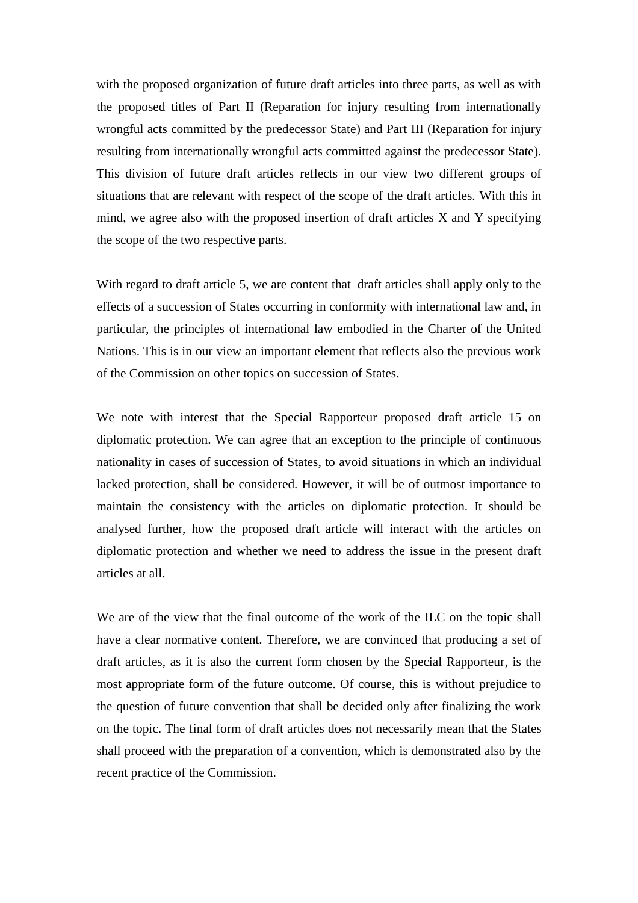with the proposed organization of future draft articles into three parts, as well as with the proposed titles of Part II (Reparation for injury resulting from internationally wrongful acts committed by the predecessor State) and Part III (Reparation for injury resulting from internationally wrongful acts committed against the predecessor State). This division of future draft articles reflects in our view two different groups of situations that are relevant with respect of the scope of the draft articles. With this in mind, we agree also with the proposed insertion of draft articles X and Y specifying the scope of the two respective parts.

With regard to draft article 5, we are content that draft articles shall apply only to the effects of a succession of States occurring in conformity with international law and, in particular, the principles of international law embodied in the Charter of the United Nations. This is in our view an important element that reflects also the previous work of the Commission on other topics on succession of States.

We note with interest that the Special Rapporteur proposed draft article 15 on diplomatic protection. We can agree that an exception to the principle of continuous nationality in cases of succession of States, to avoid situations in which an individual lacked protection, shall be considered. However, it will be of outmost importance to maintain the consistency with the articles on diplomatic protection. It should be analysed further, how the proposed draft article will interact with the articles on diplomatic protection and whether we need to address the issue in the present draft articles at all.

We are of the view that the final outcome of the work of the ILC on the topic shall have a clear normative content. Therefore, we are convinced that producing a set of draft articles, as it is also the current form chosen by the Special Rapporteur, is the most appropriate form of the future outcome. Of course, this is without prejudice to the question of future convention that shall be decided only after finalizing the work on the topic. The final form of draft articles does not necessarily mean that the States shall proceed with the preparation of a convention, which is demonstrated also by the recent practice of the Commission.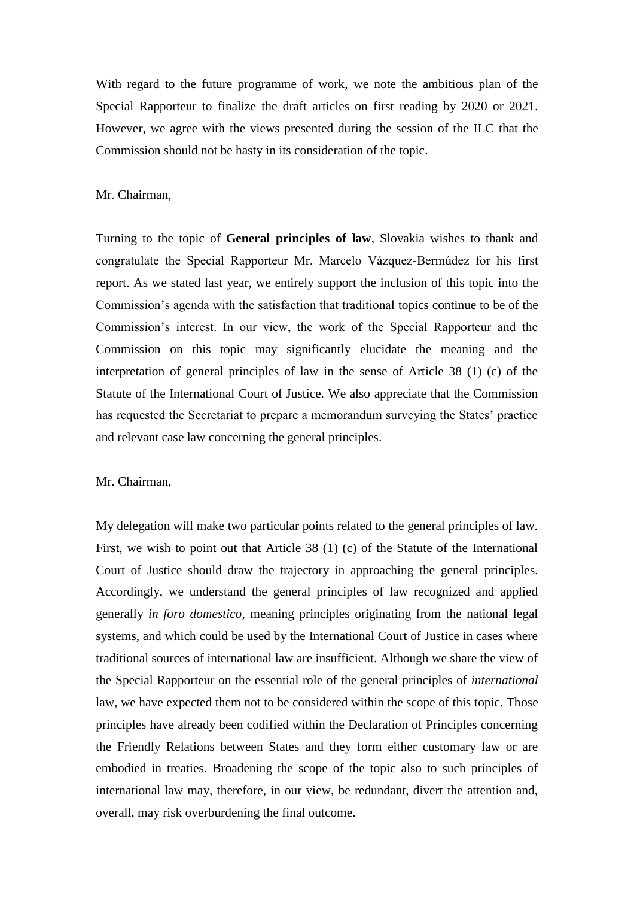With regard to the future programme of work, we note the ambitious plan of the Special Rapporteur to finalize the draft articles on first reading by 2020 or 2021. However, we agree with the views presented during the session of the ILC that the Commission should not be hasty in its consideration of the topic.

Mr. Chairman,

Turning to the topic of **General principles of law**, Slovakia wishes to thank and congratulate the Special Rapporteur Mr. Marcelo Vázquez-Bermúdez for his first report. As we stated last year, we entirely support the inclusion of this topic into the Commission's agenda with the satisfaction that traditional topics continue to be of the Commission's interest. In our view, the work of the Special Rapporteur and the Commission on this topic may significantly elucidate the meaning and the interpretation of general principles of law in the sense of Article 38 (1) (c) of the Statute of the International Court of Justice. We also appreciate that the Commission has requested the Secretariat to prepare a memorandum surveying the States' practice and relevant case law concerning the general principles.

Mr. Chairman,

My delegation will make two particular points related to the general principles of law. First, we wish to point out that Article 38 (1) (c) of the Statute of the International Court of Justice should draw the trajectory in approaching the general principles. Accordingly, we understand the general principles of law recognized and applied generally *in foro domestico*, meaning principles originating from the national legal systems, and which could be used by the International Court of Justice in cases where traditional sources of international law are insufficient. Although we share the view of the Special Rapporteur on the essential role of the general principles of *international* law, we have expected them not to be considered within the scope of this topic. Those principles have already been codified within the Declaration of Principles concerning the Friendly Relations between States and they form either customary law or are embodied in treaties. Broadening the scope of the topic also to such principles of international law may, therefore, in our view, be redundant, divert the attention and, overall, may risk overburdening the final outcome.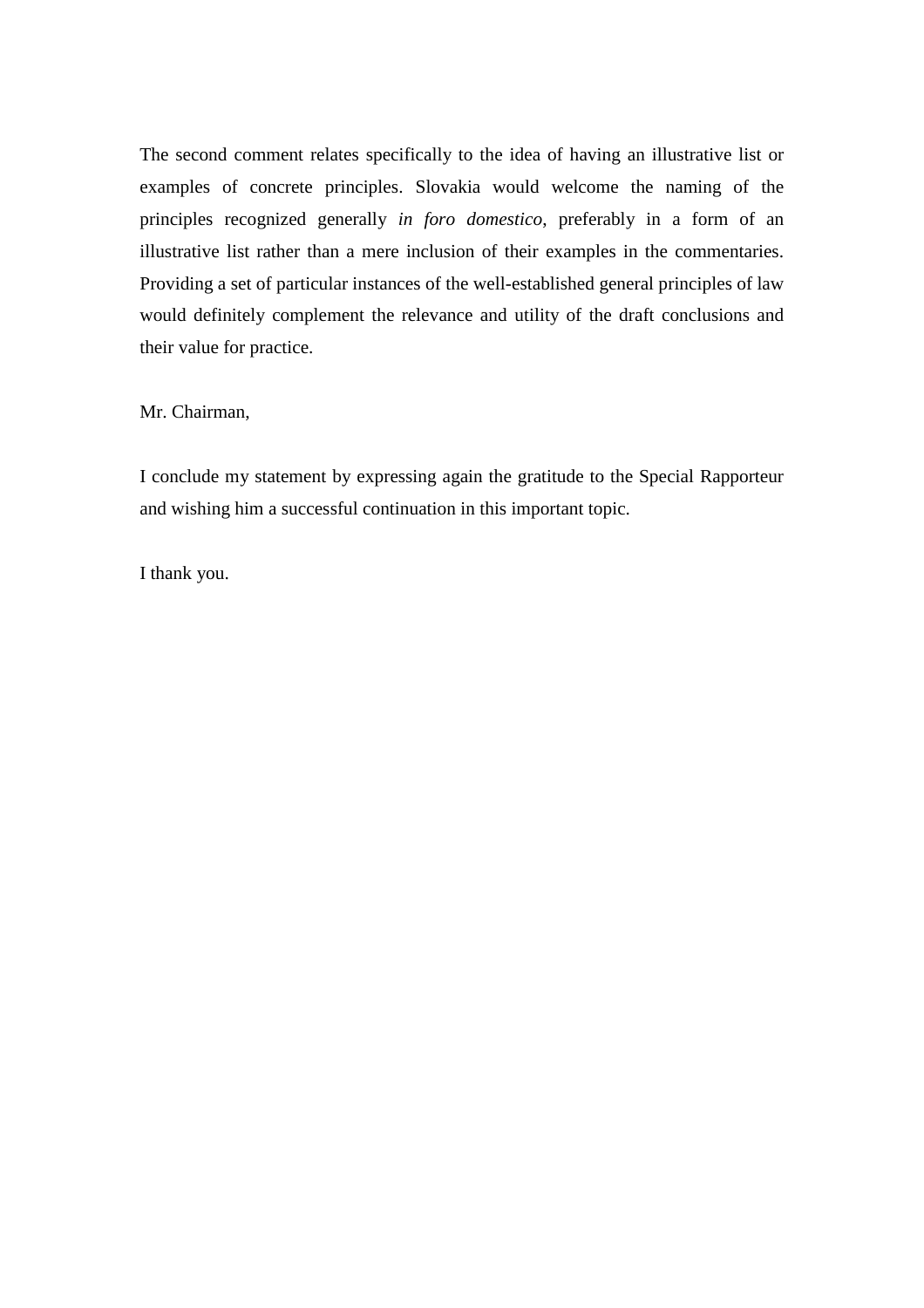The second comment relates specifically to the idea of having an illustrative list or examples of concrete principles. Slovakia would welcome the naming of the principles recognized generally *in foro domestico*, preferably in a form of an illustrative list rather than a mere inclusion of their examples in the commentaries. Providing a set of particular instances of the well-established general principles of law would definitely complement the relevance and utility of the draft conclusions and their value for practice.

Mr. Chairman,

I conclude my statement by expressing again the gratitude to the Special Rapporteur and wishing him a successful continuation in this important topic.

I thank you.